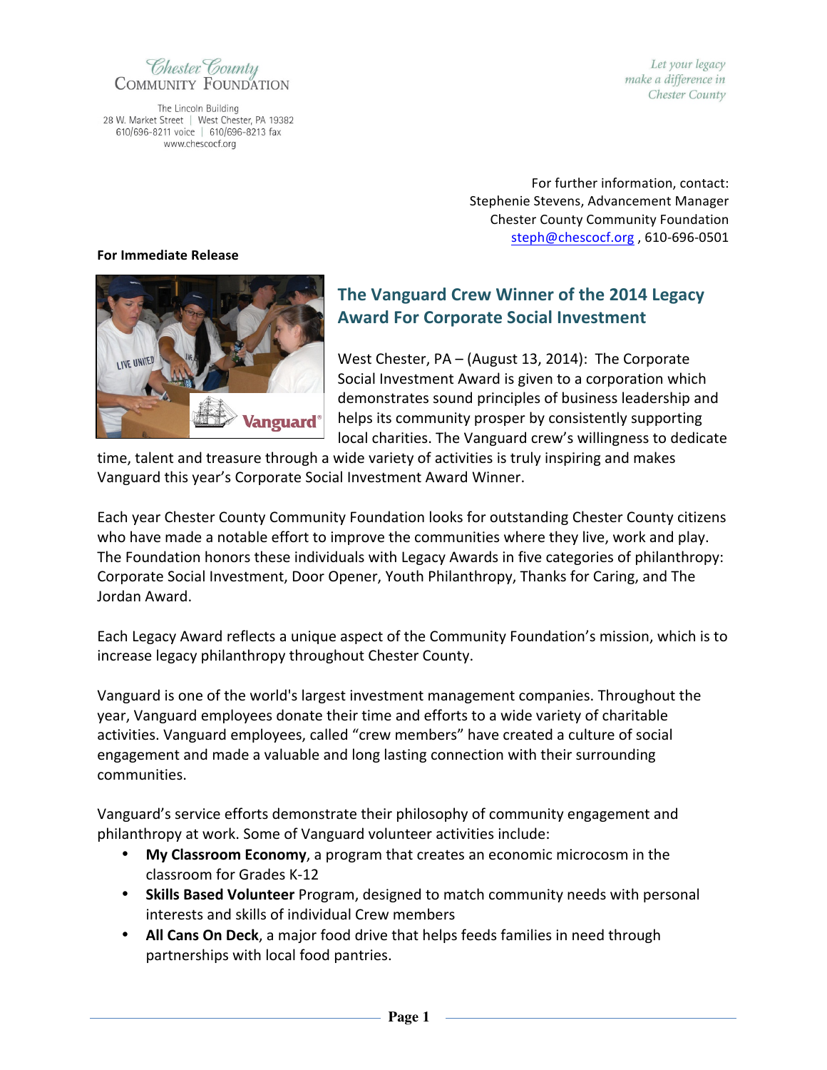Chester County
COMMUNITY FOUNDATION

The Lincoln Building
28 W. Market Street | West Chester, PA 19382
610/696-8211 voice | 610/696-8213 fax
www.chescocf.org

*Let your legacy make a difference in Chester County*

For further information, contact:
Stephenie Stevens, Advancement Manager
Chester County Community Foundation
steph@chescocf.org , 610-696-0501

**For Immediate Release**

## The Vanguard Crew Winner of the 2014 Legacy Award For Corporate Social Investment

West Chester, PA – (August 13, 2014): The Corporate Social Investment Award is given to a corporation which demonstrates sound principles of business leadership and helps its community prosper by consistently supporting local charities. The Vanguard crew's willingness to dedicate time, talent and treasure through a wide variety of activities is truly inspiring and makes Vanguard this year's Corporate Social Investment Award Winner.

Each year Chester County Community Foundation looks for outstanding Chester County citizens who have made a notable effort to improve the communities where they live, work and play. The Foundation honors these individuals with Legacy Awards in five categories of philanthropy: Corporate Social Investment, Door Opener, Youth Philanthropy, Thanks for Caring, and The Jordan Award.

Each Legacy Award reflects a unique aspect of the Community Foundation's mission, which is to increase legacy philanthropy throughout Chester County.

Vanguard is one of the world's largest investment management companies. Throughout the year, Vanguard employees donate their time and efforts to a wide variety of charitable activities. Vanguard employees, called "crew members" have created a culture of social engagement and made a valuable and long lasting connection with their surrounding communities.

Vanguard's service efforts demonstrate their philosophy of community engagement and philanthropy at work. Some of Vanguard volunteer activities include:

- **My Classroom Economy**, a program that creates an economic microcosm in the classroom for Grades K-12
- **Skills Based Volunteer** Program, designed to match community needs with personal interests and skills of individual Crew members
- **All Cans On Deck**, a major food drive that helps feeds families in need through partnerships with local food pantries.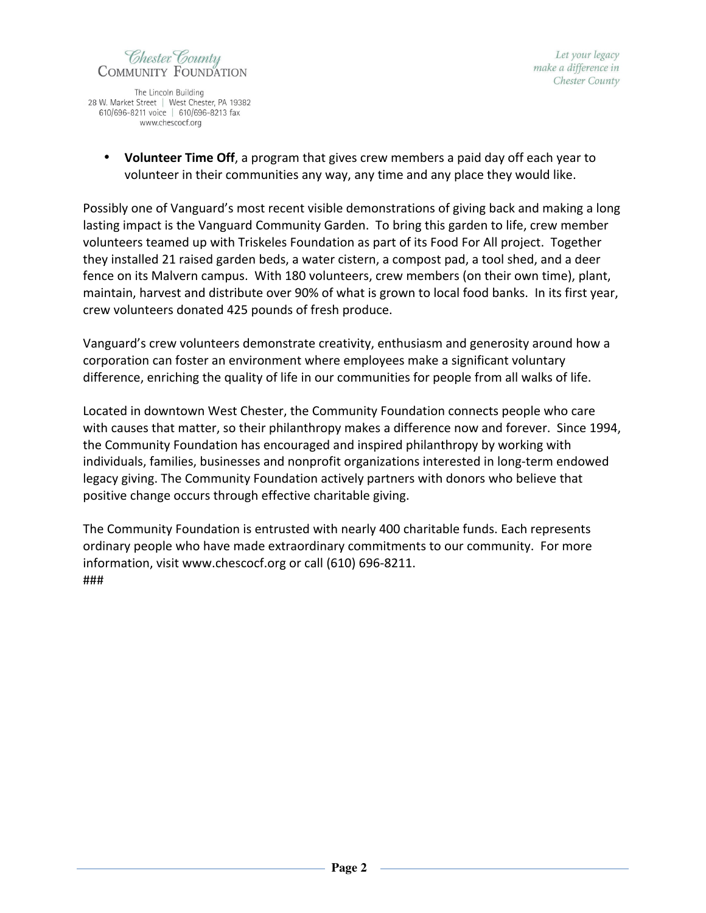- **Volunteer Time Off**, a program that gives crew members a paid day off each year to volunteer in their communities any way, any time and any place they would like.

Possibly one of Vanguard's most recent visible demonstrations of giving back and making a long lasting impact is the Vanguard Community Garden. To bring this garden to life, crew member volunteers teamed up with Triskeles Foundation as part of its Food For All project. Together they installed 21 raised garden beds, a water cistern, a compost pad, a tool shed, and a deer fence on its Malvern campus. With 180 volunteers, crew members (on their own time), plant, maintain, harvest and distribute over 90% of what is grown to local food banks. In its first year, crew volunteers donated 425 pounds of fresh produce.

Vanguard's crew volunteers demonstrate creativity, enthusiasm and generosity around how a corporation can foster an environment where employees make a significant voluntary difference, enriching the quality of life in our communities for people from all walks of life.

Located in downtown West Chester, the Community Foundation connects people who care with causes that matter, so their philanthropy makes a difference now and forever. Since 1994, the Community Foundation has encouraged and inspired philanthropy by working with individuals, families, businesses and nonprofit organizations interested in long-term endowed legacy giving. The Community Foundation actively partners with donors who believe that positive change occurs through effective charitable giving.

The Community Foundation is entrusted with nearly 400 charitable funds. Each represents ordinary people who have made extraordinary commitments to our community. For more information, visit www.chescocf.org or call (610) 696-8211.

###